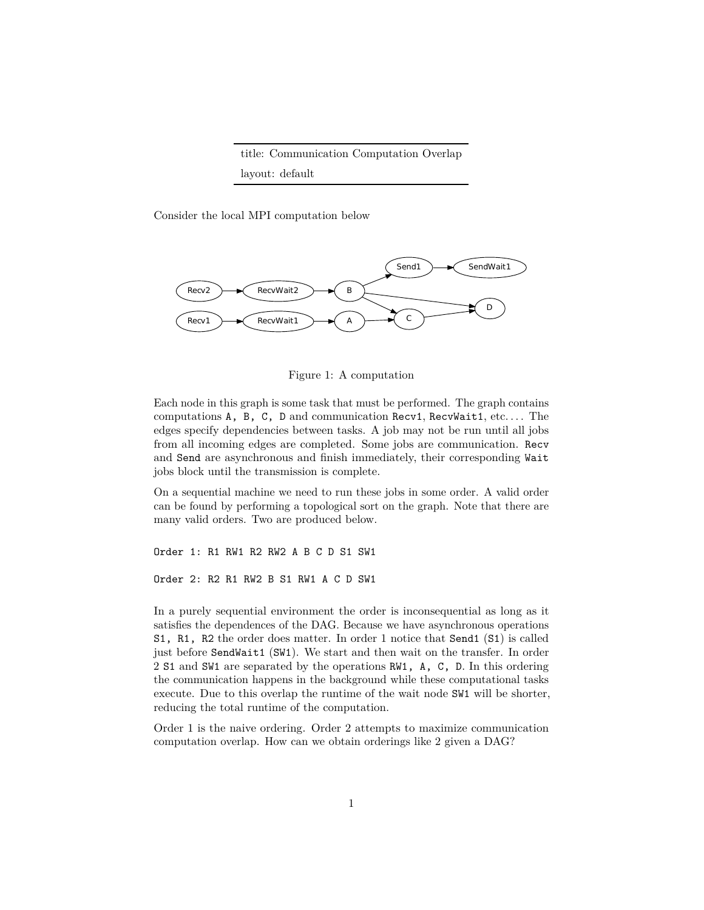| title: Communication Computation Overlap |
| --- |
| layout: default |

Consider the local MPI computation below

Figure 1: A computation

Each node in this graph is some task that must be performed. The graph contains computations `A, B, C, D` and communication `Recv1`, `RecvWait1`, etc.... The edges specify dependencies between tasks. A job may not be run until all jobs from all incoming edges are completed. Some jobs are communication. `Recv` and `Send` are asynchronous and finish immediately, their corresponding `Wait` jobs block until the transmission is complete.

On a sequential machine we need to run these jobs in some order. A valid order can be found by performing a topological sort on the graph. Note that there are many valid orders. Two are produced below.

```
Order 1: R1 RW1 R2 RW2 A B C D S1 SW1

Order 2: R2 R1 RW2 B S1 RW1 A C D SW1
```

In a purely sequential environment the order is inconsequential as long as it satisfies the dependences of the DAG. Because we have asynchronous operations `S1, R1, R2` the order does matter. In order 1 notice that `Send1` (`S1`) is called just before `SendWait1` (`SW1`). We start and then wait on the transfer. In order 2 `S1` and `SW1` are separated by the operations `RW1, A, C, D`. In this ordering the communication happens in the background while these computational tasks execute. Due to this overlap the runtime of the wait node `SW1` will be shorter, reducing the total runtime of the computation.

Order 1 is the naive ordering. Order 2 attempts to maximize communication computation overlap. How can we obtain orderings like 2 given a DAG?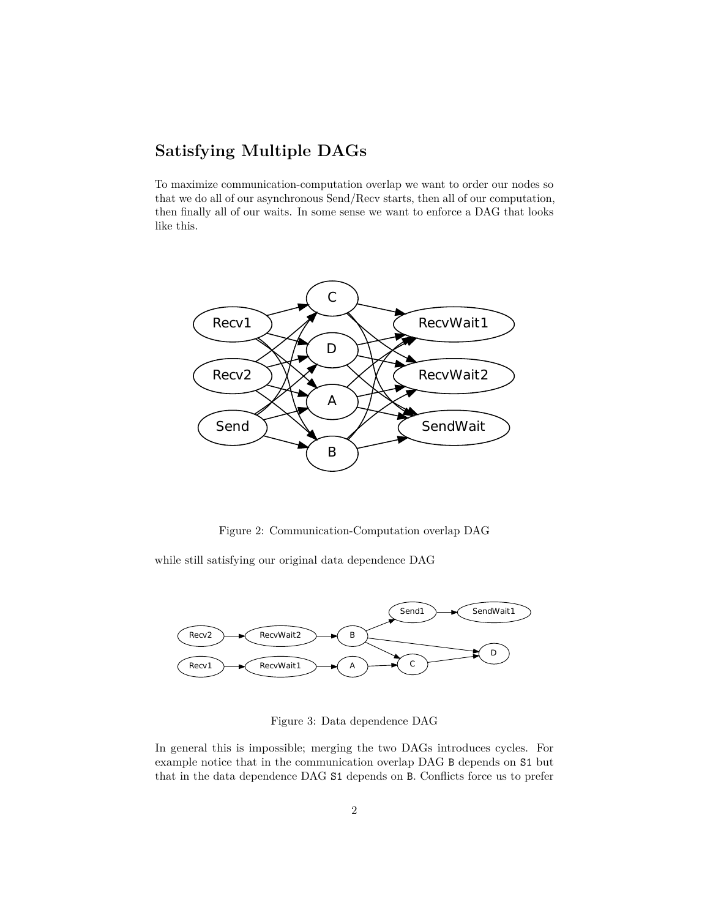## Satisfying Multiple DAGs

To maximize communication-computation overlap we want to order our nodes so that we do all of our asynchronous Send/Recv starts, then all of our computation, then finally all of our waits. In some sense we want to enforce a DAG that looks like this.

Figure 2: Communication-Computation overlap DAG

while still satisfying our original data dependence DAG

Figure 3: Data dependence DAG

In general this is impossible; merging the two DAGs introduces cycles. For example notice that in the communication overlap DAG `B` depends on `S1` but that in the data dependence DAG `S1` depends on `B`. Conflicts force us to prefer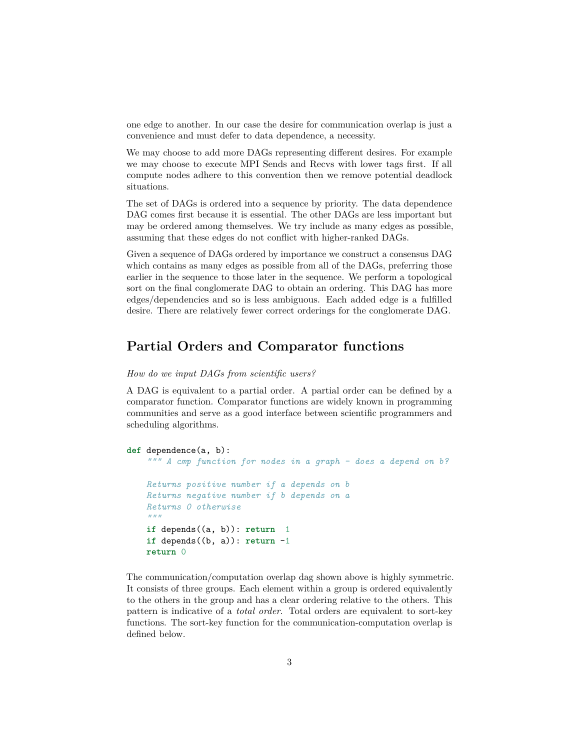one edge to another. In our case the desire for communication overlap is just a convenience and must defer to data dependence, a necessity.

We may choose to add more DAGs representing different desires. For example we may choose to execute MPI Sends and Recvs with lower tags first. If all compute nodes adhere to this convention then we remove potential deadlock situations.

The set of DAGs is ordered into a sequence by priority. The data dependence DAG comes first because it is essential. The other DAGs are less important but may be ordered among themselves. We try include as many edges as possible, assuming that these edges do not conflict with higher-ranked DAGs.

Given a sequence of DAGs ordered by importance we construct a consensus DAG which contains as many edges as possible from all of the DAGs, preferring those earlier in the sequence to those later in the sequence. We perform a topological sort on the final conglomerate DAG to obtain an ordering. This DAG has more edges/dependencies and so is less ambiguous. Each added edge is a fulfilled desire. There are relatively fewer correct orderings for the conglomerate DAG.

## Partial Orders and Comparator functions

*How do we input DAGs from scientific users?*

A DAG is equivalent to a partial order. A partial order can be defined by a comparator function. Comparator functions are widely known in programming communities and serve as a good interface between scientific programmers and scheduling algorithms.

```python
def dependence(a, b):
    """ A cmp function for nodes in a graph - does a depend on b?

    Returns positive number if a depends on b
    Returns negative number if b depends on a
    Returns 0 otherwise
    """
    if depends((a, b)): return  1
    if depends((b, a)): return -1
    return 0
```

The communication/computation overlap dag shown above is highly symmetric. It consists of three groups. Each element within a group is ordered equivalently to the others in the group and has a clear ordering relative to the others. This pattern is indicative of a *total order*. Total orders are equivalent to sort-key functions. The sort-key function for the communication-computation overlap is defined below.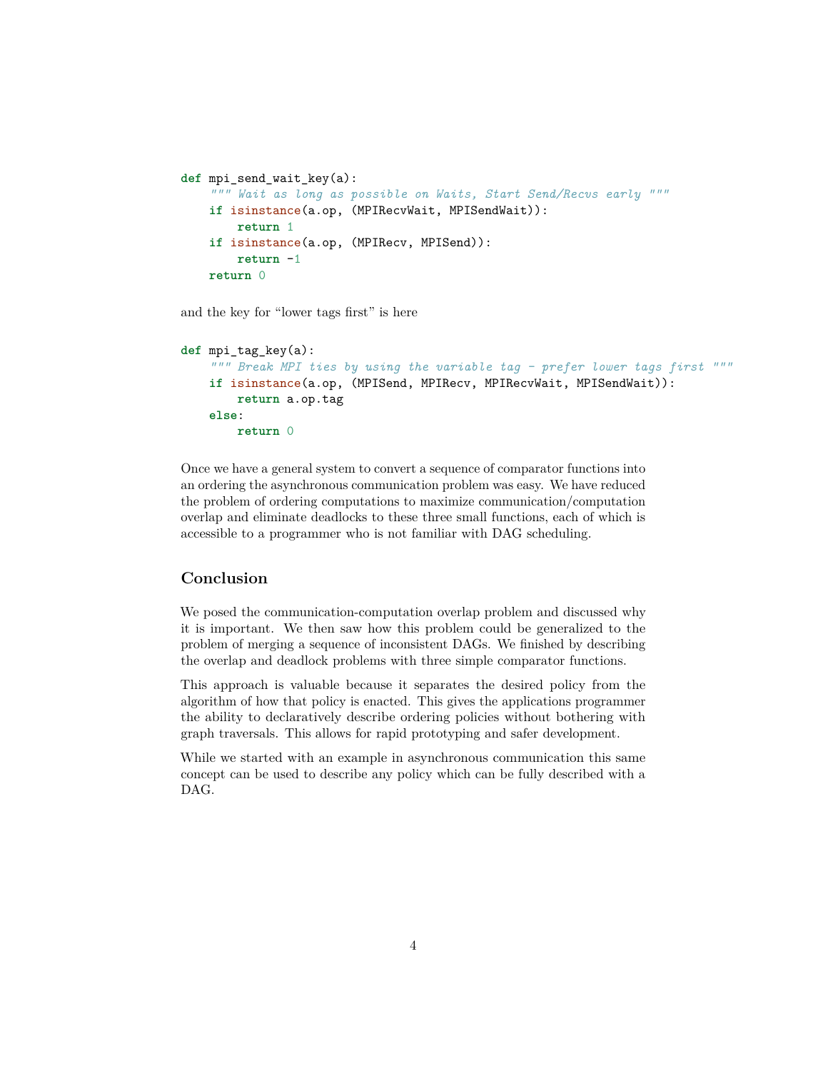```python
def mpi_send_wait_key(a):
    """ Wait as long as possible on Waits, Start Send/Recvs early """
    if isinstance(a.op, (MPIRecvWait, MPISendWait)):
        return 1
    if isinstance(a.op, (MPIRecv, MPISend)):
        return -1
    return 0
```

and the key for "lower tags first" is here

```python
def mpi_tag_key(a):
    """ Break MPI ties by using the variable tag - prefer lower tags first """
    if isinstance(a.op, (MPISend, MPIRecv, MPIRecvWait, MPISendWait)):
        return a.op.tag
    else:
        return 0
```

Once we have a general system to convert a sequence of comparator functions into an ordering the asynchronous communication problem was easy. We have reduced the problem of ordering computations to maximize communication/computation overlap and eliminate deadlocks to these three small functions, each of which is accessible to a programmer who is not familiar with DAG scheduling.

## Conclusion

We posed the communication-computation overlap problem and discussed why it is important. We then saw how this problem could be generalized to the problem of merging a sequence of inconsistent DAGs. We finished by describing the overlap and deadlock problems with three simple comparator functions.

This approach is valuable because it separates the desired policy from the algorithm of how that policy is enacted. This gives the applications programmer the ability to declaratively describe ordering policies without bothering with graph traversals. This allows for rapid prototyping and safer development.

While we started with an example in asynchronous communication this same concept can be used to describe any policy which can be fully described with a DAG.